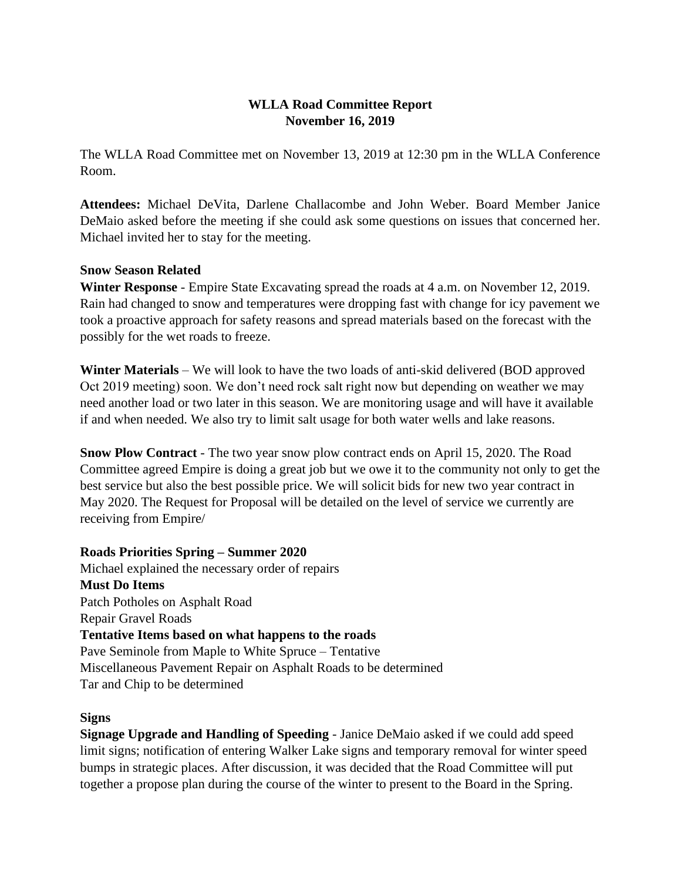# WLLA Road Committee Report
## November 16, 2019

The WLLA Road Committee met on November 13, 2019 at 12:30 pm in the WLLA Conference Room.

**Attendees:** Michael DeVita, Darlene Challacombe and John Weber. Board Member Janice DeMaio asked before the meeting if she could ask some questions on issues that concerned her. Michael invited her to stay for the meeting.

### Snow Season Related

**Winter Response** - Empire State Excavating spread the roads at 4 a.m. on November 12, 2019. Rain had changed to snow and temperatures were dropping fast with change for icy pavement we took a proactive approach for safety reasons and spread materials based on the forecast with the possibly for the wet roads to freeze.

**Winter Materials** – We will look to have the two loads of anti-skid delivered (BOD approved Oct 2019 meeting) soon. We don't need rock salt right now but depending on weather we may need another load or two later in this season. We are monitoring usage and will have it available if and when needed. We also try to limit salt usage for both water wells and lake reasons.

**Snow Plow Contract** - The two year snow plow contract ends on April 15, 2020. The Road Committee agreed Empire is doing a great job but we owe it to the community not only to get the best service but also the best possible price. We will solicit bids for new two year contract in May 2020. The Request for Proposal will be detailed on the level of service we currently are receiving from Empire/

### Roads Priorities Spring – Summer 2020

Michael explained the necessary order of repairs

**Must Do Items**

Patch Potholes on Asphalt Road
Repair Gravel Roads

**Tentative Items based on what happens to the roads**

Pave Seminole from Maple to White Spruce – Tentative
Miscellaneous Pavement Repair on Asphalt Roads to be determined
Tar and Chip to be determined

### Signs

**Signage Upgrade and Handling of Speeding** - Janice DeMaio asked if we could add speed limit signs; notification of entering Walker Lake signs and temporary removal for winter speed bumps in strategic places. After discussion, it was decided that the Road Committee will put together a propose plan during the course of the winter to present to the Board in the Spring.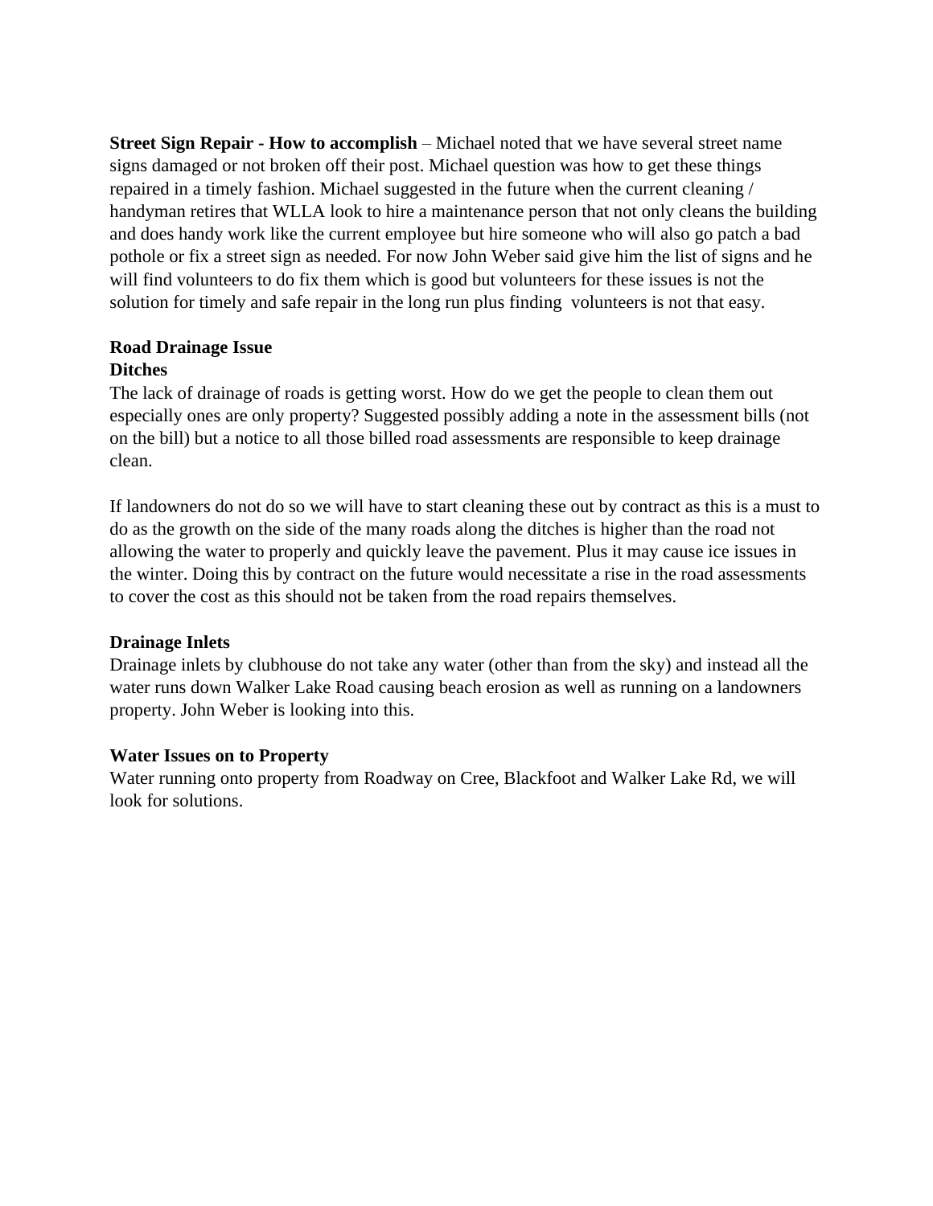**Street Sign Repair - How to accomplish** – Michael noted that we have several street name signs damaged or not broken off their post. Michael question was how to get these things repaired in a timely fashion. Michael suggested in the future when the current cleaning / handyman retires that WLLA look to hire a maintenance person that not only cleans the building and does handy work like the current employee but hire someone who will also go patch a bad pothole or fix a street sign as needed. For now John Weber said give him the list of signs and he will find volunteers to do fix them which is good but volunteers for these issues is not the solution for timely and safe repair in the long run plus finding volunteers is not that easy.

**Road Drainage Issue**

**Ditches**

The lack of drainage of roads is getting worst. How do we get the people to clean them out especially ones are only property? Suggested possibly adding a note in the assessment bills (not on the bill) but a notice to all those billed road assessments are responsible to keep drainage clean.

If landowners do not do so we will have to start cleaning these out by contract as this is a must to do as the growth on the side of the many roads along the ditches is higher than the road not allowing the water to properly and quickly leave the pavement. Plus it may cause ice issues in the winter. Doing this by contract on the future would necessitate a rise in the road assessments to cover the cost as this should not be taken from the road repairs themselves.

**Drainage Inlets**

Drainage inlets by clubhouse do not take any water (other than from the sky) and instead all the water runs down Walker Lake Road causing beach erosion as well as running on a landowners property. John Weber is looking into this.

**Water Issues on to Property**

Water running onto property from Roadway on Cree, Blackfoot and Walker Lake Rd, we will look for solutions.